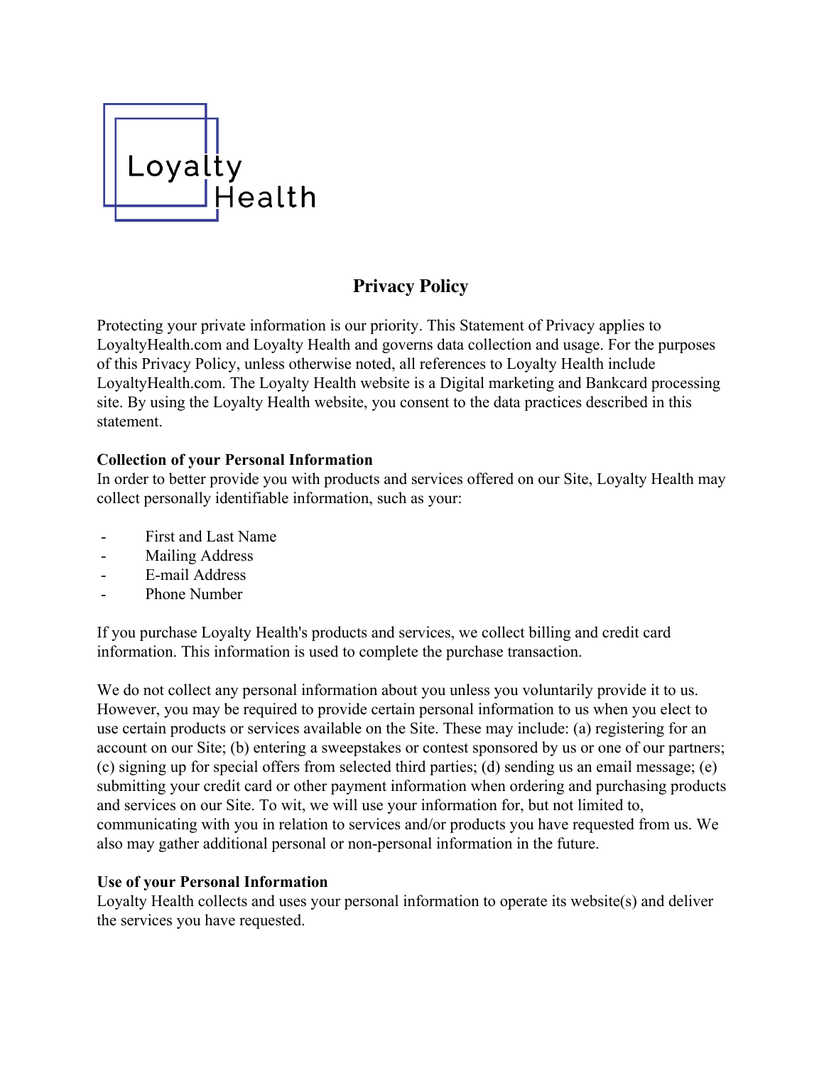Loyalty Health

# Privacy Policy

Protecting your private information is our priority. This Statement of Privacy applies to LoyaltyHealth.com and Loyalty Health and governs data collection and usage. For the purposes of this Privacy Policy, unless otherwise noted, all references to Loyalty Health include LoyaltyHealth.com. The Loyalty Health website is a Digital marketing and Bankcard processing site. By using the Loyalty Health website, you consent to the data practices described in this statement.

**Collection of your Personal Information**

In order to better provide you with products and services offered on our Site, Loyalty Health may collect personally identifiable information, such as your:

- First and Last Name
- Mailing Address
- E-mail Address
- Phone Number

If you purchase Loyalty Health's products and services, we collect billing and credit card information. This information is used to complete the purchase transaction.

We do not collect any personal information about you unless you voluntarily provide it to us. However, you may be required to provide certain personal information to us when you elect to use certain products or services available on the Site. These may include: (a) registering for an account on our Site; (b) entering a sweepstakes or contest sponsored by us or one of our partners; (c) signing up for special offers from selected third parties; (d) sending us an email message; (e) submitting your credit card or other payment information when ordering and purchasing products and services on our Site. To wit, we will use your information for, but not limited to, communicating with you in relation to services and/or products you have requested from us. We also may gather additional personal or non-personal information in the future.

**Use of your Personal Information**

Loyalty Health collects and uses your personal information to operate its website(s) and deliver the services you have requested.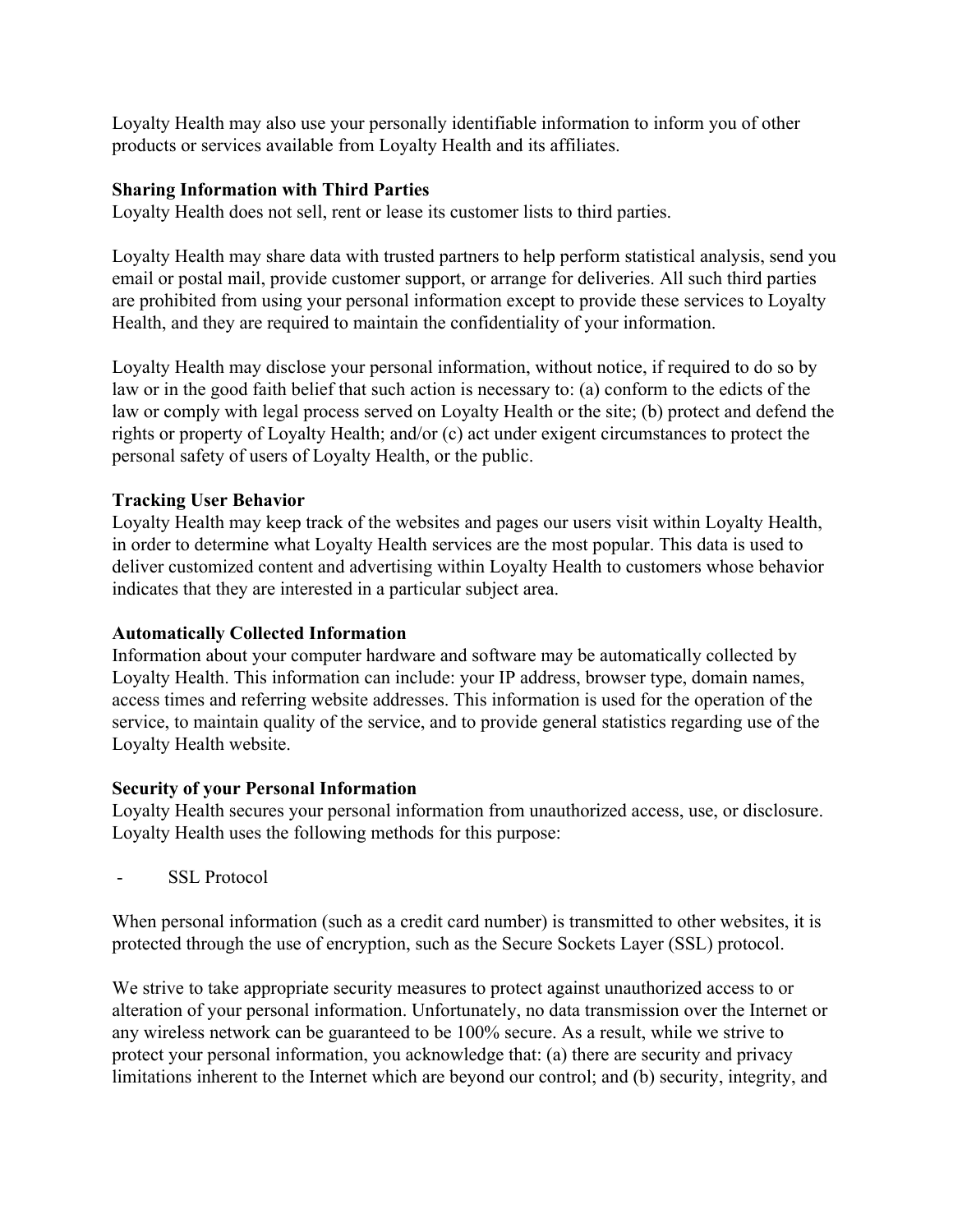Loyalty Health may also use your personally identifiable information to inform you of other products or services available from Loyalty Health and its affiliates.

**Sharing Information with Third Parties**

Loyalty Health does not sell, rent or lease its customer lists to third parties.

Loyalty Health may share data with trusted partners to help perform statistical analysis, send you email or postal mail, provide customer support, or arrange for deliveries. All such third parties are prohibited from using your personal information except to provide these services to Loyalty Health, and they are required to maintain the confidentiality of your information.

Loyalty Health may disclose your personal information, without notice, if required to do so by law or in the good faith belief that such action is necessary to: (a) conform to the edicts of the law or comply with legal process served on Loyalty Health or the site; (b) protect and defend the rights or property of Loyalty Health; and/or (c) act under exigent circumstances to protect the personal safety of users of Loyalty Health, or the public.

**Tracking User Behavior**

Loyalty Health may keep track of the websites and pages our users visit within Loyalty Health, in order to determine what Loyalty Health services are the most popular. This data is used to deliver customized content and advertising within Loyalty Health to customers whose behavior indicates that they are interested in a particular subject area.

**Automatically Collected Information**

Information about your computer hardware and software may be automatically collected by Loyalty Health. This information can include: your IP address, browser type, domain names, access times and referring website addresses. This information is used for the operation of the service, to maintain quality of the service, and to provide general statistics regarding use of the Loyalty Health website.

**Security of your Personal Information**

Loyalty Health secures your personal information from unauthorized access, use, or disclosure. Loyalty Health uses the following methods for this purpose:

- SSL Protocol

When personal information (such as a credit card number) is transmitted to other websites, it is protected through the use of encryption, such as the Secure Sockets Layer (SSL) protocol.

We strive to take appropriate security measures to protect against unauthorized access to or alteration of your personal information. Unfortunately, no data transmission over the Internet or any wireless network can be guaranteed to be 100% secure. As a result, while we strive to protect your personal information, you acknowledge that: (a) there are security and privacy limitations inherent to the Internet which are beyond our control; and (b) security, integrity, and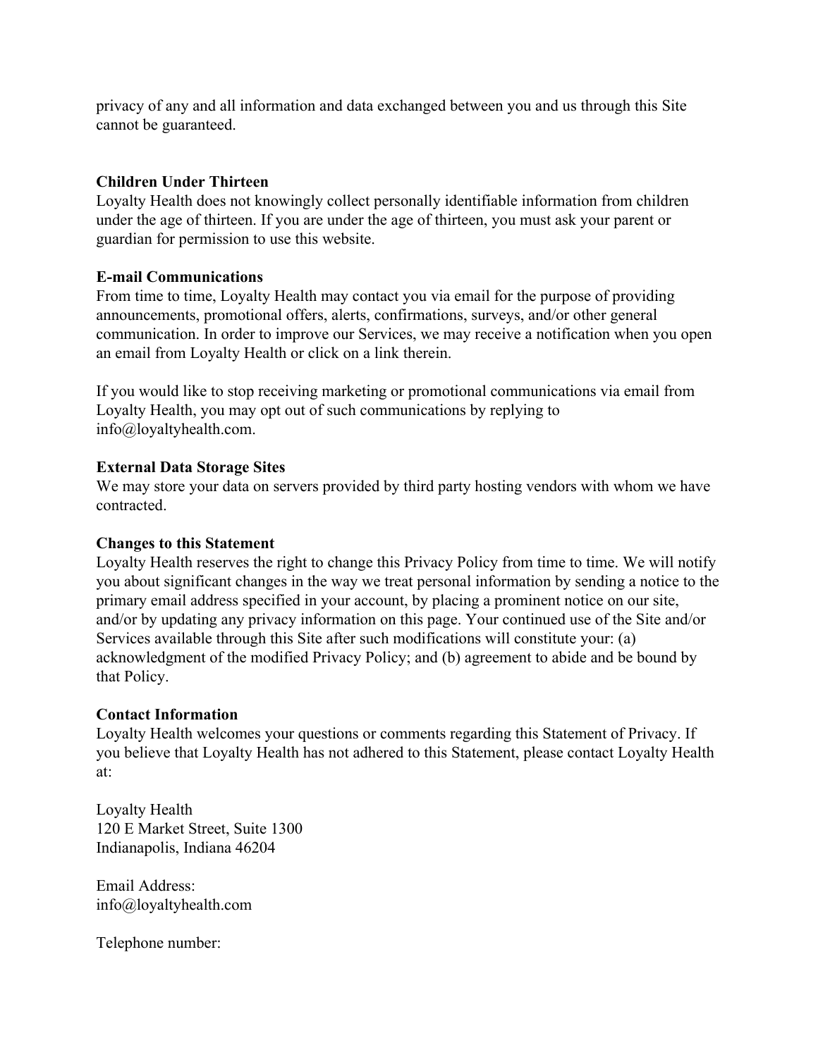privacy of any and all information and data exchanged between you and us through this Site cannot be guaranteed.

**Children Under Thirteen**
Loyalty Health does not knowingly collect personally identifiable information from children under the age of thirteen. If you are under the age of thirteen, you must ask your parent or guardian for permission to use this website.

**E-mail Communications**
From time to time, Loyalty Health may contact you via email for the purpose of providing announcements, promotional offers, alerts, confirmations, surveys, and/or other general communication. In order to improve our Services, we may receive a notification when you open an email from Loyalty Health or click on a link therein.

If you would like to stop receiving marketing or promotional communications via email from Loyalty Health, you may opt out of such communications by replying to info@loyaltyhealth.com.

**External Data Storage Sites**
We may store your data on servers provided by third party hosting vendors with whom we have contracted.

**Changes to this Statement**
Loyalty Health reserves the right to change this Privacy Policy from time to time. We will notify you about significant changes in the way we treat personal information by sending a notice to the primary email address specified in your account, by placing a prominent notice on our site, and/or by updating any privacy information on this page. Your continued use of the Site and/or Services available through this Site after such modifications will constitute your: (a) acknowledgment of the modified Privacy Policy; and (b) agreement to abide and be bound by that Policy.

**Contact Information**
Loyalty Health welcomes your questions or comments regarding this Statement of Privacy. If you believe that Loyalty Health has not adhered to this Statement, please contact Loyalty Health at:

Loyalty Health
120 E Market Street, Suite 1300
Indianapolis, Indiana 46204

Email Address:
info@loyaltyhealth.com

Telephone number: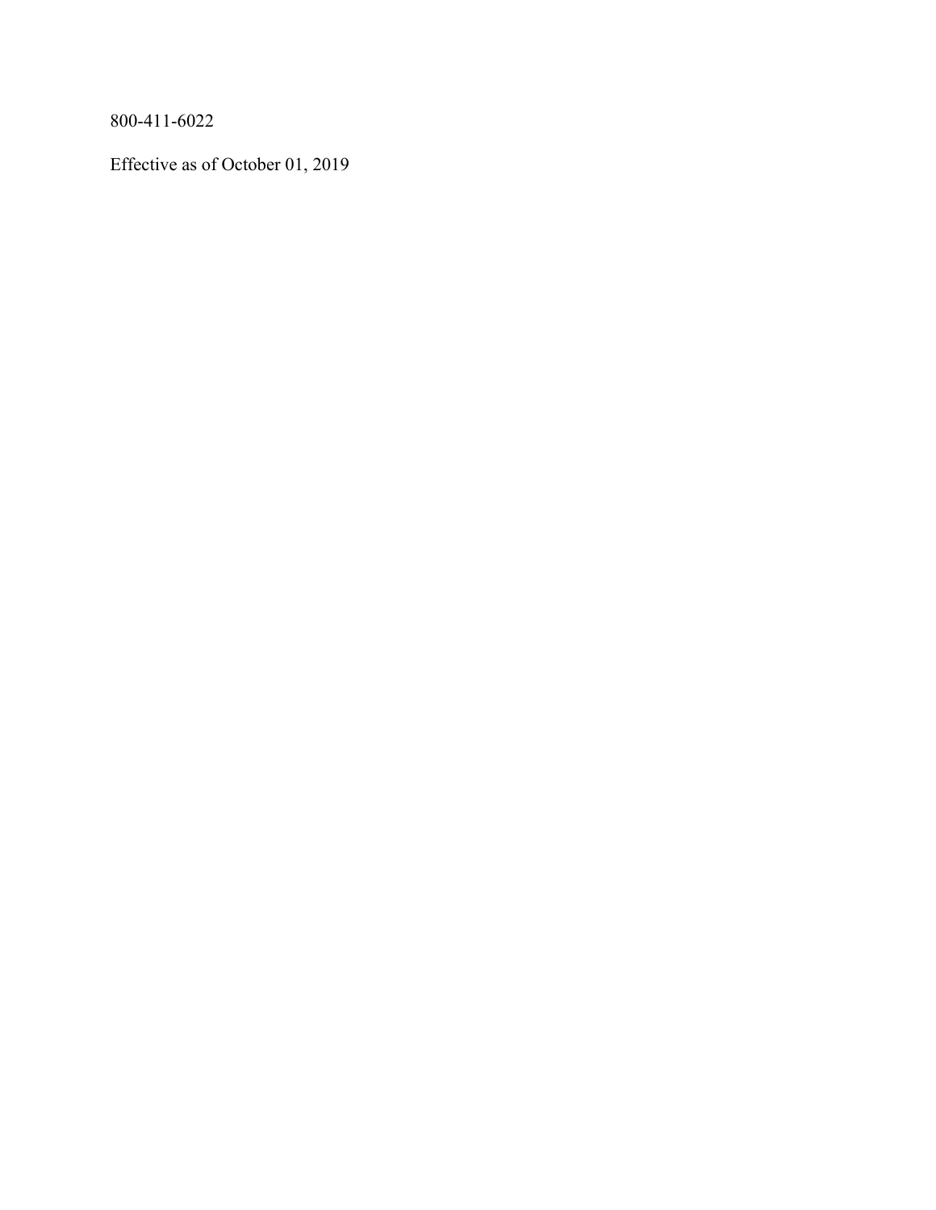800-411-6022

Effective as of October 01, 2019